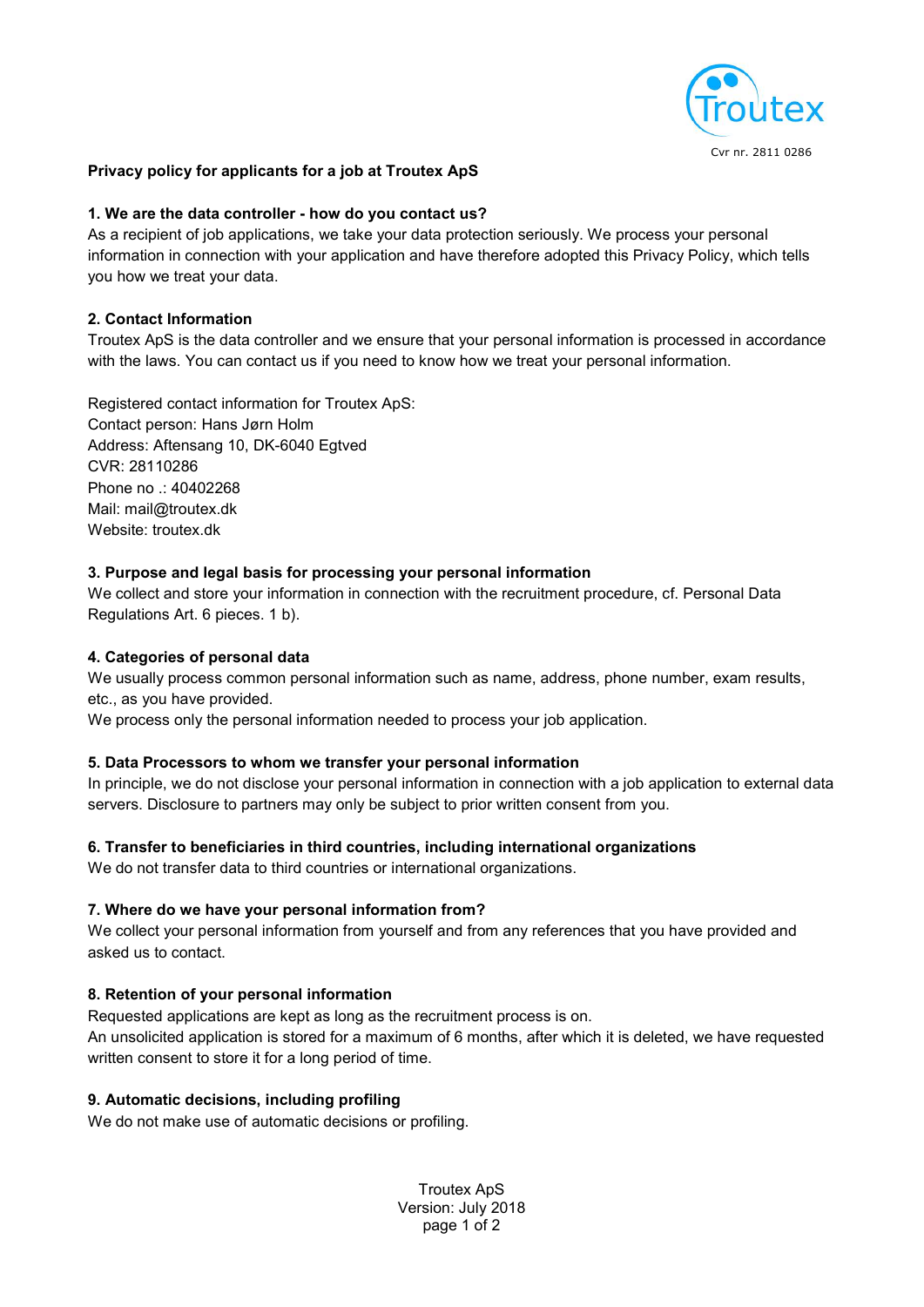Troutex

Cvr nr. 2811 0286

**Privacy policy for applicants for a job at Troutex ApS**

**1. We are the data controller - how do you contact us?**

As a recipient of job applications, we take your data protection seriously. We process your personal information in connection with your application and have therefore adopted this Privacy Policy, which tells you how we treat your data.

**2. Contact Information**

Troutex ApS is the data controller and we ensure that your personal information is processed in accordance with the laws. You can contact us if you need to know how we treat your personal information.

Registered contact information for Troutex ApS:
Contact person: Hans Jørn Holm
Address: Aftensang 10, DK-6040 Egtved
CVR: 28110286
Phone no .: 40402268
Mail: mail@troutex.dk
Website: troutex.dk

**3. Purpose and legal basis for processing your personal information**

We collect and store your information in connection with the recruitment procedure, cf. Personal Data Regulations Art. 6 pieces. 1 b).

**4. Categories of personal data**

We usually process common personal information such as name, address, phone number, exam results, etc., as you have provided.
We process only the personal information needed to process your job application.

**5. Data Processors to whom we transfer your personal information**

In principle, we do not disclose your personal information in connection with a job application to external data servers. Disclosure to partners may only be subject to prior written consent from you.

**6. Transfer to beneficiaries in third countries, including international organizations**

We do not transfer data to third countries or international organizations.

**7. Where do we have your personal information from?**

We collect your personal information from yourself and from any references that you have provided and asked us to contact.

**8. Retention of your personal information**

Requested applications are kept as long as the recruitment process is on.
An unsolicited application is stored for a maximum of 6 months, after which it is deleted, we have requested written consent to store it for a long period of time.

**9. Automatic decisions, including profiling**

We do not make use of automatic decisions or profiling.

Troutex ApS
Version: July 2018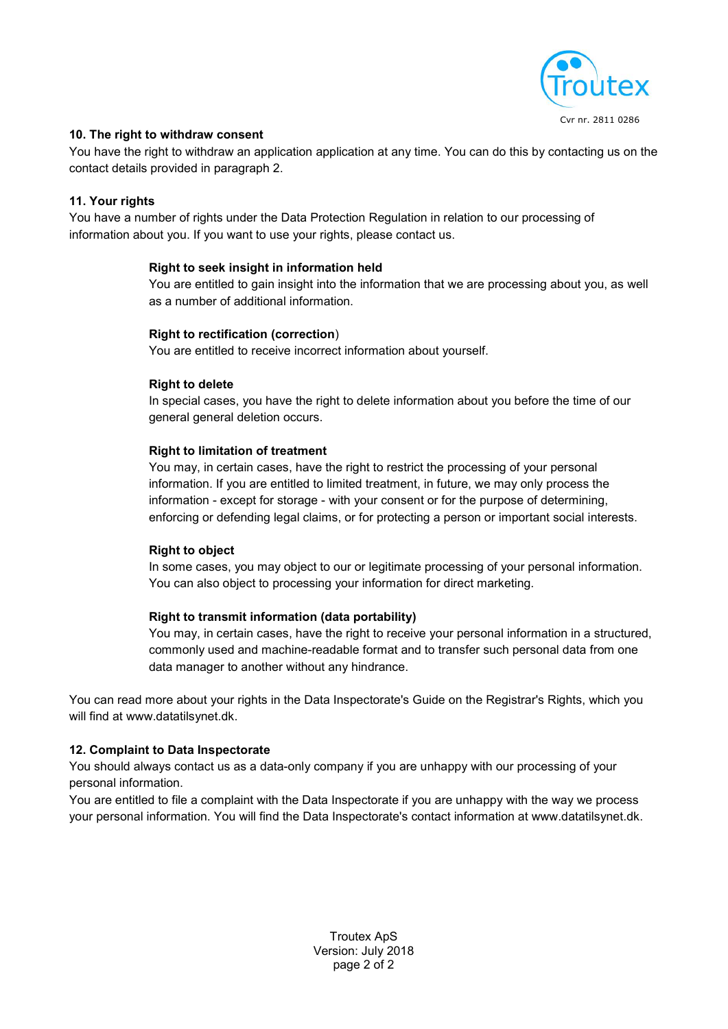Troutex

Cvr nr. 2811 0286

**10. The right to withdraw consent**

You have the right to withdraw an application application at any time. You can do this by contacting us on the contact details provided in paragraph 2.

**11. Your rights**

You have a number of rights under the Data Protection Regulation in relation to our processing of information about you. If you want to use your rights, please contact us.

**Right to seek insight in information held**
You are entitled to gain insight into the information that we are processing about you, as well as a number of additional information.

**Right to rectification (correction**)
You are entitled to receive incorrect information about yourself.

**Right to delete**
In special cases, you have the right to delete information about you before the time of our general general deletion occurs.

**Right to limitation of treatment**
You may, in certain cases, have the right to restrict the processing of your personal information. If you are entitled to limited treatment, in future, we may only process the information - except for storage - with your consent or for the purpose of determining, enforcing or defending legal claims, or for protecting a person or important social interests.

**Right to object**
In some cases, you may object to our or legitimate processing of your personal information. You can also object to processing your information for direct marketing.

**Right to transmit information (data portability)**
You may, in certain cases, have the right to receive your personal information in a structured, commonly used and machine-readable format and to transfer such personal data from one data manager to another without any hindrance.

You can read more about your rights in the Data Inspectorate's Guide on the Registrar's Rights, which you will find at www.datatilsynet.dk.

**12. Complaint to Data Inspectorate**

You should always contact us as a data-only company if you are unhappy with our processing of your personal information.
You are entitled to file a complaint with the Data Inspectorate if you are unhappy with the way we process your personal information. You will find the Data Inspectorate's contact information at www.datatilsynet.dk.

Troutex ApS
Version: July 2018